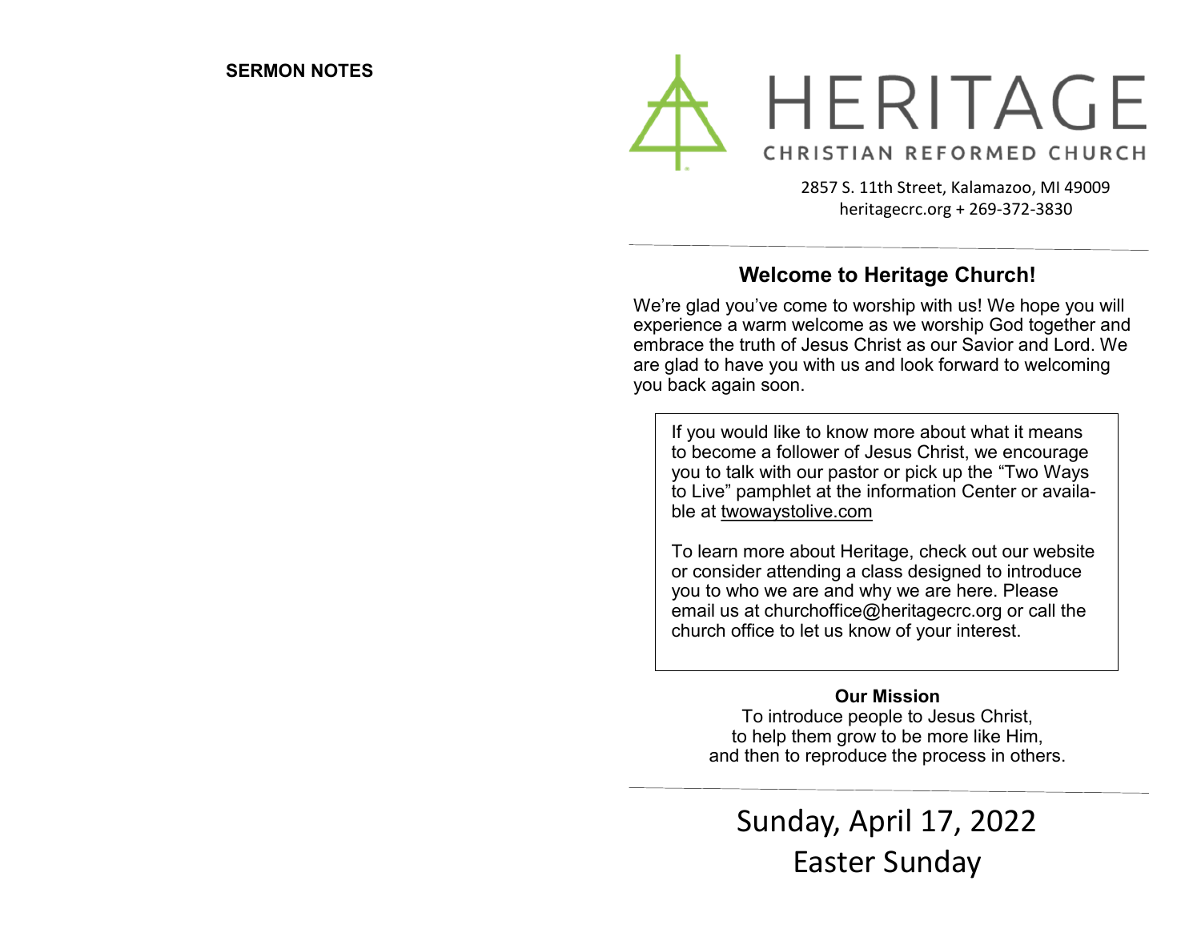**SERMON NOTES**

# HERITAGE

CHRISTIAN REFORMED CHURCH

2857 S. 11th Street, Kalamazoo, MI 49009
heritagecrc.org + 269-372-3830

## Welcome to Heritage Church!

We're glad you've come to worship with us! We hope you will experience a warm welcome as we worship God together and embrace the truth of Jesus Christ as our Savior and Lord. We are glad to have you with us and look forward to welcoming you back again soon.

If you would like to know more about what it means to become a follower of Jesus Christ, we encourage you to talk with our pastor or pick up the "Two Ways to Live" pamphlet at the information Center or available at twowaystolive.com

To learn more about Heritage, check out our website or consider attending a class designed to introduce you to who we are and why we are here. Please email us at churchoffice@heritagecrc.org or call the church office to let us know of your interest.

**Our Mission**

To introduce people to Jesus Christ,
to help them grow to be more like Him,
and then to reproduce the process in others.

Sunday, April 17, 2022
Easter Sunday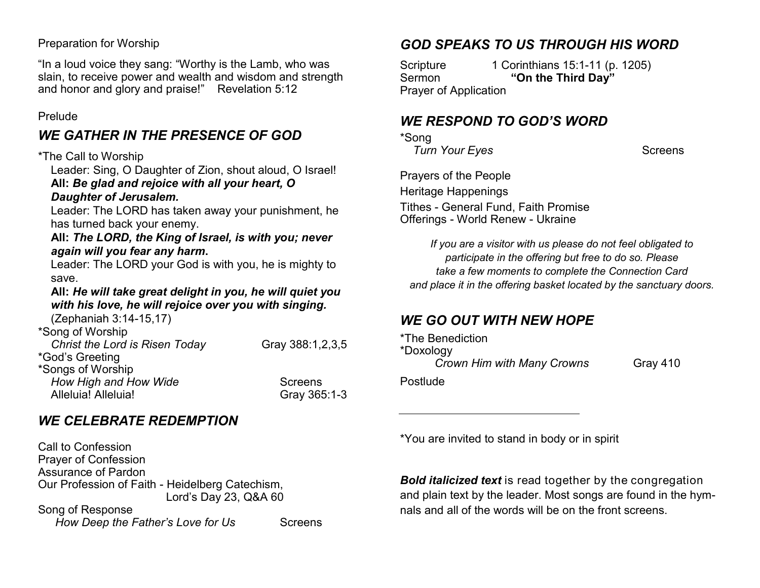Preparation for Worship

"In a loud voice they sang: "Worthy is the Lamb, who was slain, to receive power and wealth and wisdom and strength and honor and glory and praise!"   Revelation 5:12

Prelude

## *WE GATHER IN THE PRESENCE OF GOD*

*The Call to Worship

Leader: Sing, O Daughter of Zion, shout aloud, O Israel!

**All:** ***Be glad and rejoice with all your heart, O Daughter of Jerusalem.***

Leader: The LORD has taken away your punishment, he has turned back your enemy.

**All:** ***The LORD, the King of Israel, is with you; never again will you fear any harm.***

Leader: The LORD your God is with you, he is mighty to save.

**All:** ***He will take great delight in you, he will quiet you with his love, he will rejoice over you with singing.***

(Zephaniah 3:14-15,17)

*Song of Worship

*Christ the Lord is Risen Today* — Gray 388:1,2,3,5

*God's Greeting

*Songs of Worship

*How High and How Wide* — Screens

Alleluia! Alleluia! — Gray 365:1-3

## *WE CELEBRATE REDEMPTION*

Call to Confession

Prayer of Confession

Assurance of Pardon

Our Profession of Faith - Heidelberg Catechism, Lord's Day 23, Q&A 60

Song of Response

*How Deep the Father's Love for Us* — Screens

## *GOD SPEAKS TO US THROUGH HIS WORD*

Scripture — 1 Corinthians 15:1-11 (p. 1205)

Sermon — **"On the Third Day"**

Prayer of Application

## *WE RESPOND TO GOD'S WORD*

*Song

*Turn Your Eyes* — Screens

Prayers of the People

Heritage Happenings

Tithes - General Fund, Faith Promise

Offerings - World Renew - Ukraine

*If you are a visitor with us please do not feel obligated to participate in the offering but free to do so. Please take a few moments to complete the Connection Card and place it in the offering basket located by the sanctuary doors.*

## *WE GO OUT WITH NEW HOPE*

*The Benediction

*Doxology

*Crown Him with Many Crowns* — Gray 410

Postlude

---

*You are invited to stand in body or in spirit

***Bold italicized text*** is read together by the congregation and plain text by the leader. Most songs are found in the hymnals and all of the words will be on the front screens.